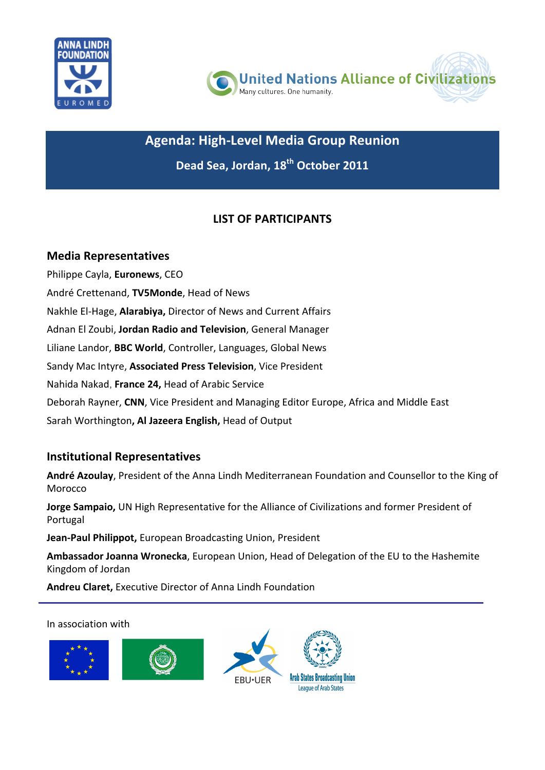# Agenda: High-Level Media Group Reunion

**Dead Sea, Jordan, 18th October 2011**

## LIST OF PARTICIPANTS

### Media Representatives

Philippe Cayla, **Euronews**, CEO

André Crettenand, **TV5Monde**, Head of News

Nakhle El-Hage, **Alarabiya,** Director of News and Current Affairs

Adnan El Zoubi, **Jordan Radio and Television**, General Manager

Liliane Landor, **BBC World**, Controller, Languages, Global News

Sandy Mac Intyre, **Associated Press Television**, Vice President

Nahida Nakad, **France 24,** Head of Arabic Service

Deborah Rayner, **CNN**, Vice President and Managing Editor Europe, Africa and Middle East

Sarah Worthington**, Al Jazeera English,** Head of Output

### Institutional Representatives

**André Azoulay**, President of the Anna Lindh Mediterranean Foundation and Counsellor to the King of Morocco

**Jorge Sampaio,** UN High Representative for the Alliance of Civilizations and former President of Portugal

**Jean-Paul Philippot,** European Broadcasting Union, President

**Ambassador Joanna Wronecka**, European Union, Head of Delegation of the EU to the Hashemite Kingdom of Jordan

**Andreu Claret,** Executive Director of Anna Lindh Foundation

In association with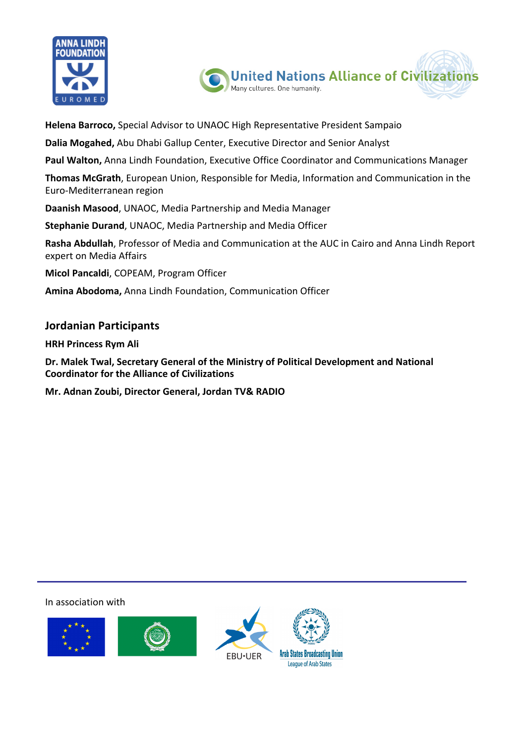**Helena Barroco,** Special Advisor to UNAOC High Representative President Sampaio

**Dalia Mogahed,** Abu Dhabi Gallup Center, Executive Director and Senior Analyst

**Paul Walton,** Anna Lindh Foundation, Executive Office Coordinator and Communications Manager

**Thomas McGrath**, European Union, Responsible for Media, Information and Communication in the Euro-Mediterranean region

**Daanish Masood**, UNAOC, Media Partnership and Media Manager

**Stephanie Durand**, UNAOC, Media Partnership and Media Officer

**Rasha Abdullah**, Professor of Media and Communication at the AUC in Cairo and Anna Lindh Report expert on Media Affairs

**Micol Pancaldi**, COPEAM, Program Officer

**Amina Abodoma,** Anna Lindh Foundation, Communication Officer

## Jordanian Participants

**HRH Princess Rym Ali**

**Dr. Malek Twal, Secretary General of the Ministry of Political Development and National Coordinator for the Alliance of Civilizations**

**Mr. Adnan Zoubi, Director General, Jordan TV& RADIO**

In association with